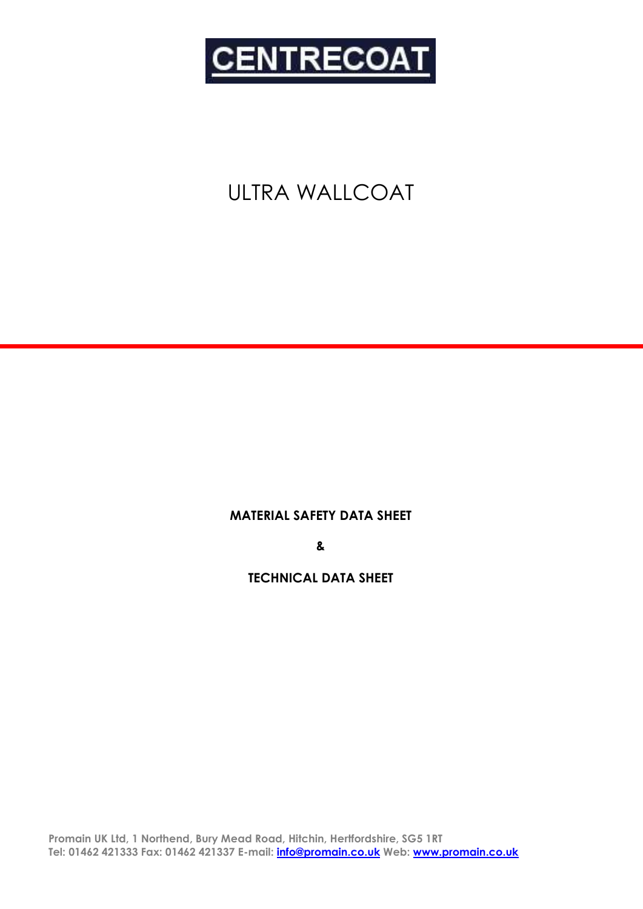# CENTRECOAT

# ULTRA WALLCOAT

**MATERIAL SAFETY DATA SHEET**

**&**

**TECHNICAL DATA SHEET**

**Promain UK Ltd, 1 Northend, Bury Mead Road, Hitchin, Hertfordshire, SG5 1RT**
**Tel: 01462 421333 Fax: 01462 421337 E-mail: info@promain.co.uk Web: www.promain.co.uk**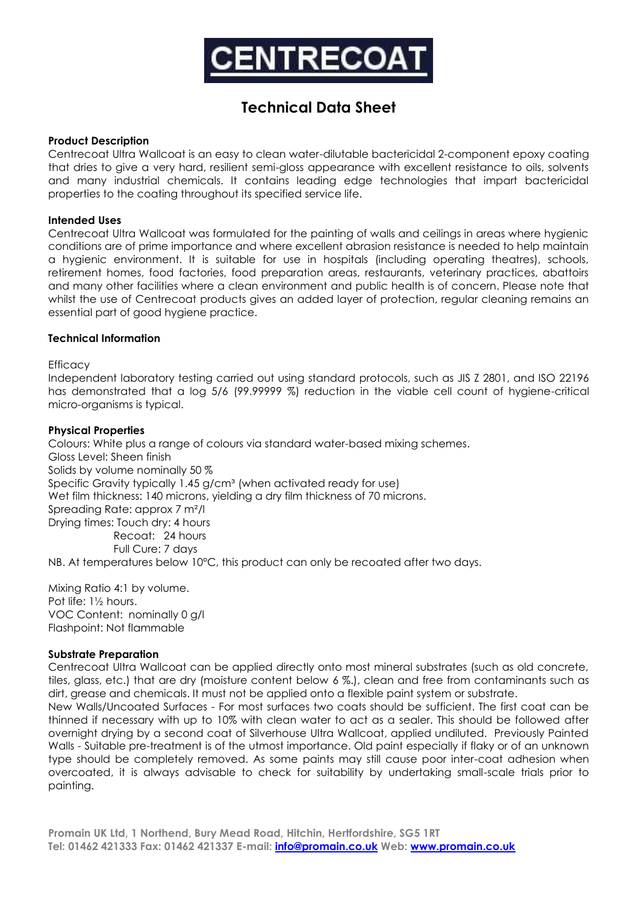# CENTRECOAT

## Technical Data Sheet

**Product Description**

Centrecoat Ultra Wallcoat is an easy to clean water-dilutable bactericidal 2-component epoxy coating that dries to give a very hard, resilient semi-gloss appearance with excellent resistance to oils, solvents and many industrial chemicals. It contains leading edge technologies that impart bactericidal properties to the coating throughout its specified service life.

**Intended Uses**

Centrecoat Ultra Wallcoat was formulated for the painting of walls and ceilings in areas where hygienic conditions are of prime importance and where excellent abrasion resistance is needed to help maintain a hygienic environment. It is suitable for use in hospitals (including operating theatres), schools, retirement homes, food factories, food preparation areas, restaurants, veterinary practices, abattoirs and many other facilities where a clean environment and public health is of concern. Please note that whilst the use of Centrecoat products gives an added layer of protection, regular cleaning remains an essential part of good hygiene practice.

**Technical Information**

Efficacy

Independent laboratory testing carried out using standard protocols, such as JIS Z 2801, and ISO 22196 has demonstrated that a log 5/6 (99.99999 %) reduction in the viable cell count of hygiene-critical micro-organisms is typical.

**Physical Properties**

Colours: White plus a range of colours via standard water-based mixing schemes.
Gloss Level: Sheen finish
Solids by volume nominally 50 %
Specific Gravity typically 1.45 g/cm³ (when activated ready for use)
Wet film thickness: 140 microns, yielding a dry film thickness of 70 microns.
Spreading Rate: approx 7 m²/l
Drying times: Touch dry: 4 hours
Recoat: 24 hours
Full Cure: 7 days
NB. At temperatures below 10ºC, this product can only be recoated after two days.

Mixing Ratio 4:1 by volume.
Pot life: 1½ hours.
VOC Content: nominally 0 g/l
Flashpoint: Not flammable

**Substrate Preparation**

Centrecoat Ultra Wallcoat can be applied directly onto most mineral substrates (such as old concrete, tiles, glass, etc.) that are dry (moisture content below 6 %.), clean and free from contaminants such as dirt, grease and chemicals. It must not be applied onto a flexible paint system or substrate.

New Walls/Uncoated Surfaces - For most surfaces two coats should be sufficient. The first coat can be thinned if necessary with up to 10% with clean water to act as a sealer. This should be followed after overnight drying by a second coat of Silverhouse Ultra Wallcoat, applied undiluted. Previously Painted Walls - Suitable pre-treatment is of the utmost importance. Old paint especially if flaky or of an unknown type should be completely removed. As some paints may still cause poor inter-coat adhesion when overcoated, it is always advisable to check for suitability by undertaking small-scale trials prior to painting.

Promain UK Ltd, 1 Northend, Bury Mead Road, Hitchin, Hertfordshire, SG5 1RT
Tel: 01462 421333 Fax: 01462 421337 E-mail: info@promain.co.uk Web: www.promain.co.uk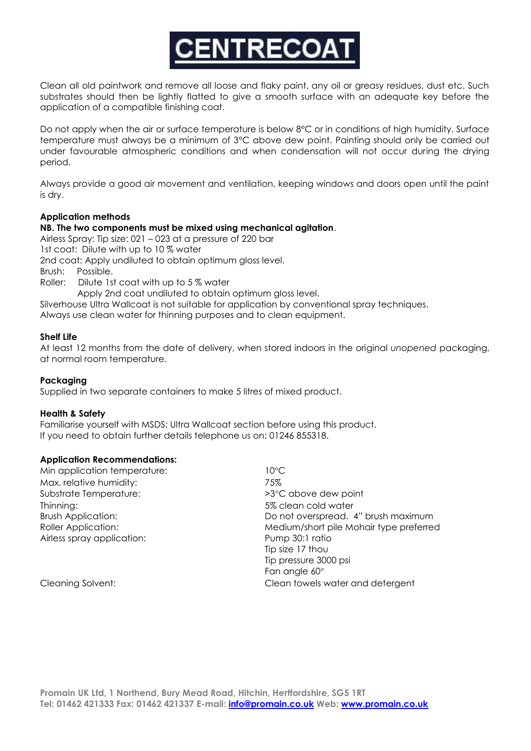# CENTRECOAT

Clean all old paintwork and remove all loose and flaky paint, any oil or greasy residues, dust etc. Such substrates should then be lightly flatted to give a smooth surface with an adequate key before the application of a compatible finishing coat.

Do not apply when the air or surface temperature is below 8°C or in conditions of high humidity. Surface temperature must always be a minimum of 3°C above dew point. Painting should only be carried out under favourable atmospheric conditions and when condensation will not occur during the drying period.

Always provide a good air movement and ventilation, keeping windows and doors open until the paint is dry.

**Application methods**

**NB. The two components must be mixed using mechanical agitation**.

Airless Spray: Tip size: 021 – 023 at a pressure of 220 bar
1st coat: Dilute with up to 10 % water
2nd coat: Apply undiluted to obtain optimum gloss level.
Brush: Possible.
Roller: Dilute 1st coat with up to 5 % water
Apply 2nd coat undiluted to obtain optimum gloss level.
Silverhouse Ultra Wallcoat is not suitable for application by conventional spray techniques.
Always use clean water for thinning purposes and to clean equipment.

**Shelf Life**

At least 12 months from the date of delivery, when stored indoors in the original *unopened* packaging, at normal room temperature.

**Packaging**

Supplied in two separate containers to make 5 litres of mixed product.

**Health & Safety**

Familiarise yourself with MSDS: Ultra Wallcoat section before using this product.
If you need to obtain further details telephone us on: 01246 855318.

**Application Recommendations:**

| | |
|---|---|
| Min application temperature: | 10°C |
| Max. relative humidity: | 75% |
| Substrate Temperature: | >3°C above dew point |
| Thinning: | 5% clean cold water |
| Brush Application: | Do not overspread. 4" brush maximum |
| Roller Application: | Medium/short pile Mohair type preferred |
| Airless spray application: | Pump 30:1 ratio<br>Tip size 17 thou<br>Tip pressure 3000 psi<br>Fan angle 60° |
| Cleaning Solvent: | Clean towels water and detergent |

**Promain UK Ltd, 1 Northend, Bury Mead Road, Hitchin, Hertfordshire, SG5 1RT**
**Tel: 01462 421333 Fax: 01462 421337 E-mail: info@promain.co.uk Web: www.promain.co.uk**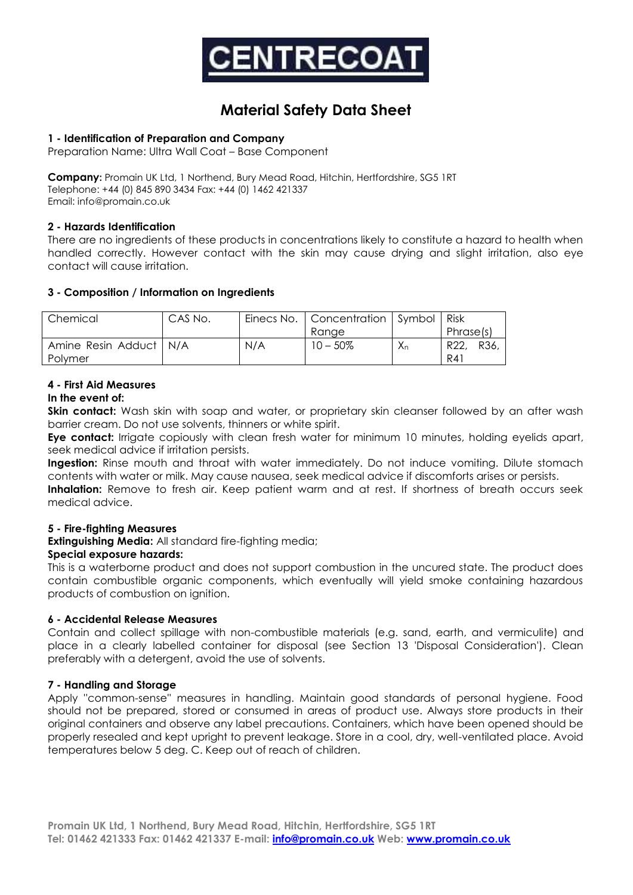# CENTRECOAT

# Material Safety Data Sheet

**1 - Identification of Preparation and Company**
Preparation Name: Ultra Wall Coat – Base Component

**Company:** Promain UK Ltd, 1 Northend, Bury Mead Road, Hitchin, Hertfordshire, SG5 1RT
Telephone: +44 (0) 845 890 3434 Fax: +44 (0) 1462 421337
Email: info@promain.co.uk

**2 - Hazards Identification**
There are no ingredients of these products in concentrations likely to constitute a hazard to health when handled correctly. However contact with the skin may cause drying and slight irritation, also eye contact will cause irritation.

**3 - Composition / Information on Ingredients**

| Chemical | CAS No. | Einecs No. | Concentration Range | Symbol | Risk Phrase(s) |
|---|---|---|---|---|---|
| Amine Resin Adduct Polymer | N/A | N/A | 10 – 50% | $X_n$ | R22, R36, R41 |

**4 - First Aid Measures**
**In the event of:**
**Skin contact:** Wash skin with soap and water, or proprietary skin cleanser followed by an after wash barrier cream. Do not use solvents, thinners or white spirit.
**Eye contact:** Irrigate copiously with clean fresh water for minimum 10 minutes, holding eyelids apart, seek medical advice if irritation persists.
**Ingestion:** Rinse mouth and throat with water immediately. Do not induce vomiting. Dilute stomach contents with water or milk. May cause nausea, seek medical advice if discomforts arises or persists.
**Inhalation:** Remove to fresh air. Keep patient warm and at rest. If shortness of breath occurs seek medical advice.

**5 - Fire-fighting Measures**
**Extinguishing Media:** All standard fire-fighting media;
**Special exposure hazards:**
This is a waterborne product and does not support combustion in the uncured state. The product does contain combustible organic components, which eventually will yield smoke containing hazardous products of combustion on ignition.

**6 - Accidental Release Measures**
Contain and collect spillage with non-combustible materials (e.g. sand, earth, and vermiculite) and place in a clearly labelled container for disposal (see Section 13 'Disposal Consideration'). Clean preferably with a detergent, avoid the use of solvents.

**7 - Handling and Storage**
Apply "common-sense" measures in handling. Maintain good standards of personal hygiene. Food should not be prepared, stored or consumed in areas of product use. Always store products in their original containers and observe any label precautions. Containers, which have been opened should be properly resealed and kept upright to prevent leakage. Store in a cool, dry, well-ventilated place. Avoid temperatures below 5 deg. C. Keep out of reach of children.

**Promain UK Ltd, 1 Northend, Bury Mead Road, Hitchin, Hertfordshire, SG5 1RT**
**Tel: 01462 421333 Fax: 01462 421337 E-mail: info@promain.co.uk Web: www.promain.co.uk**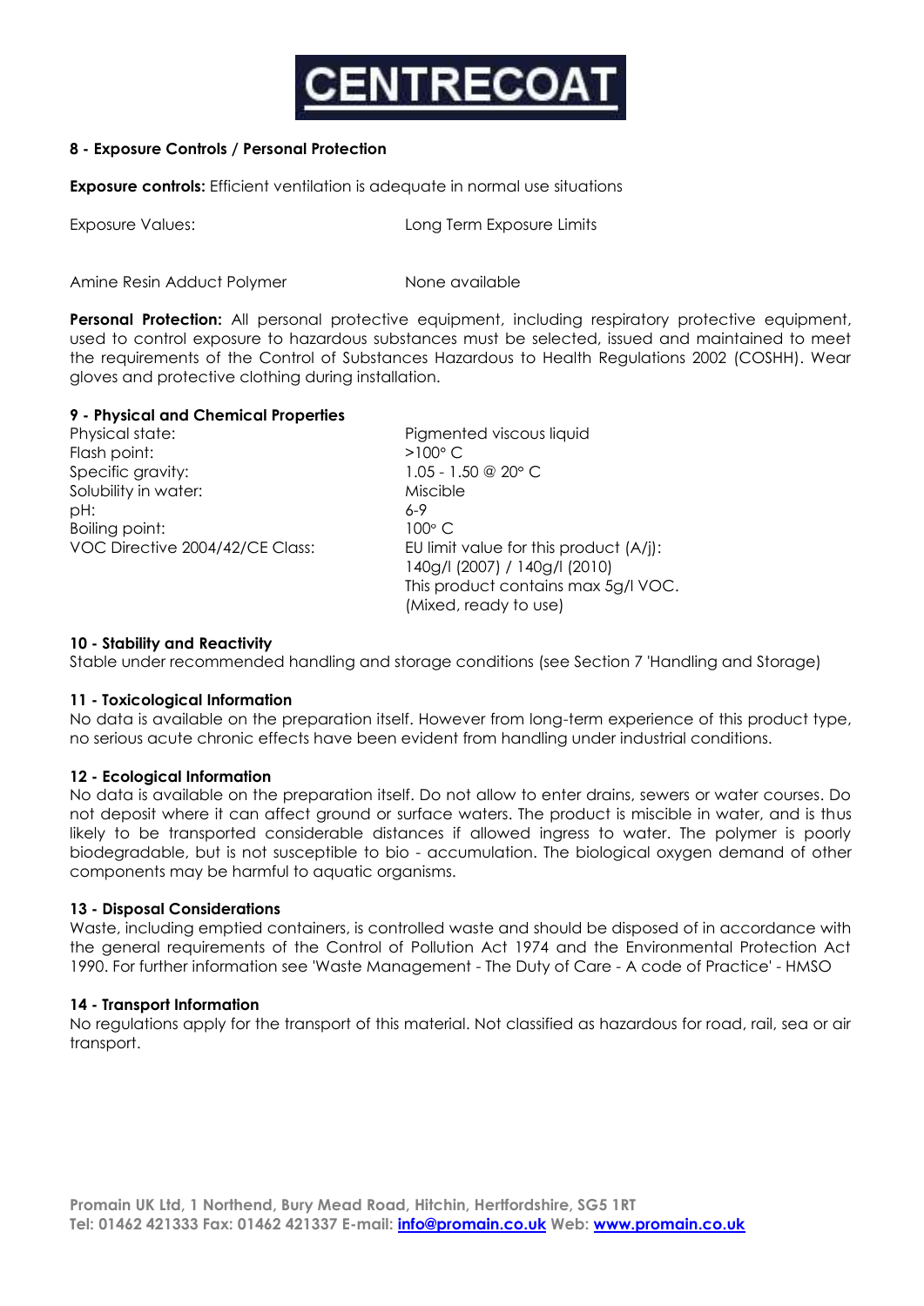CENTRECOAT

**8 - Exposure Controls / Personal Protection**

**Exposure controls:** Efficient ventilation is adequate in normal use situations

| Exposure Values: | Long Term Exposure Limits |
| --- | --- |
| Amine Resin Adduct Polymer | None available |

**Personal Protection:** All personal protective equipment, including respiratory protective equipment, used to control exposure to hazardous substances must be selected, issued and maintained to meet the requirements of the Control of Substances Hazardous to Health Regulations 2002 (COSHH). Wear gloves and protective clothing during installation.

**9 - Physical and Chemical Properties**

| | |
| --- | --- |
| Physical state: | Pigmented viscous liquid |
| Flash point: | >100° C |
| Specific gravity: | 1.05 - 1.50 @ 20° C |
| Solubility in water: | Miscible |
| pH: | 6-9 |
| Boiling point: | 100° C |
| VOC Directive 2004/42/CE Class: | EU limit value for this product (A/j): 140g/l (2007) / 140g/l (2010) This product contains max 5g/l VOC. (Mixed, ready to use) |

**10 - Stability and Reactivity**

Stable under recommended handling and storage conditions (see Section 7 'Handling and Storage)

**11 - Toxicological Information**

No data is available on the preparation itself. However from long-term experience of this product type, no serious acute chronic effects have been evident from handling under industrial conditions.

**12 - Ecological Information**

No data is available on the preparation itself. Do not allow to enter drains, sewers or water courses. Do not deposit where it can affect ground or surface waters. The product is miscible in water, and is thus likely to be transported considerable distances if allowed ingress to water. The polymer is poorly biodegradable, but is not susceptible to bio - accumulation. The biological oxygen demand of other components may be harmful to aquatic organisms.

**13 - Disposal Considerations**

Waste, including emptied containers, is controlled waste and should be disposed of in accordance with the general requirements of the Control of Pollution Act 1974 and the Environmental Protection Act 1990. For further information see 'Waste Management - The Duty of Care - A code of Practice' - HMSO

**14 - Transport Information**

No regulations apply for the transport of this material. Not classified as hazardous for road, rail, sea or air transport.

**Promain UK Ltd, 1 Northend, Bury Mead Road, Hitchin, Hertfordshire, SG5 1RT**
**Tel: 01462 421333 Fax: 01462 421337 E-mail: info@promain.co.uk Web: www.promain.co.uk**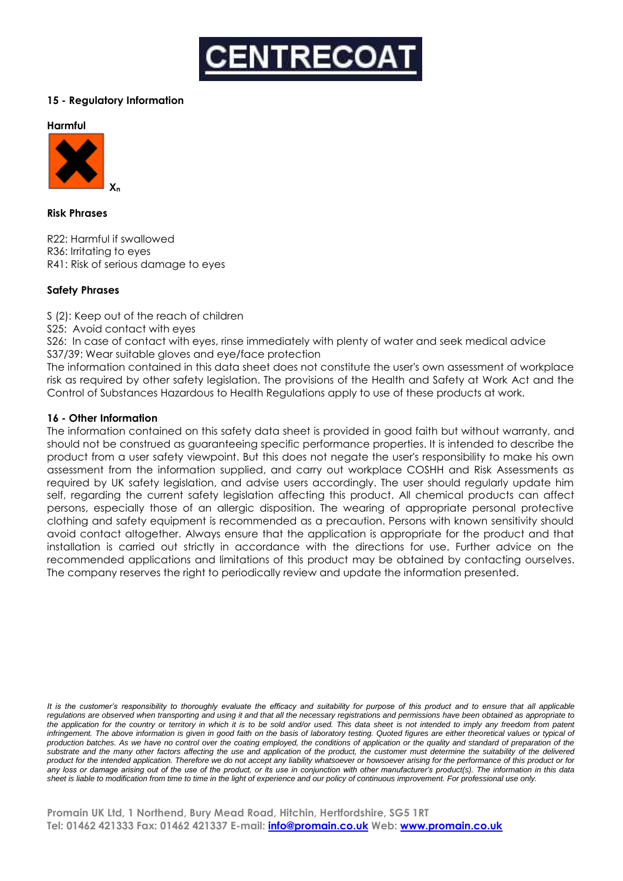## 15 - Regulatory Information

**Harmful**

**$X_n$**

**Risk Phrases**

R22: Harmful if swallowed
R36: Irritating to eyes
R41: Risk of serious damage to eyes

**Safety Phrases**

S (2): Keep out of the reach of children
S25: Avoid contact with eyes
S26: In case of contact with eyes, rinse immediately with plenty of water and seek medical advice
S37/39: Wear suitable gloves and eye/face protection
The information contained in this data sheet does not constitute the user's own assessment of workplace risk as required by other safety legislation. The provisions of the Health and Safety at Work Act and the Control of Substances Hazardous to Health Regulations apply to use of these products at work.

## 16 - Other Information

The information contained on this safety data sheet is provided in good faith but without warranty, and should not be construed as guaranteeing specific performance properties. It is intended to describe the product from a user safety viewpoint. But this does not negate the user's responsibility to make his own assessment from the information supplied, and carry out workplace COSHH and Risk Assessments as required by UK safety legislation, and advise users accordingly. The user should regularly update him self, regarding the current safety legislation affecting this product. All chemical products can affect persons, especially those of an allergic disposition. The wearing of appropriate personal protective clothing and safety equipment is recommended as a precaution. Persons with known sensitivity should avoid contact altogether. Always ensure that the application is appropriate for the product and that installation is carried out strictly in accordance with the directions for use. Further advice on the recommended applications and limitations of this product may be obtained by contacting ourselves. The company reserves the right to periodically review and update the information presented.

*It is the customer's responsibility to thoroughly evaluate the efficacy and suitability for purpose of this product and to ensure that all applicable regulations are observed when transporting and using it and that all the necessary registrations and permissions have been obtained as appropriate to the application for the country or territory in which it is to be sold and/or used. This data sheet is not intended to imply any freedom from patent infringement. The above information is given in good faith on the basis of laboratory testing. Quoted figures are either theoretical values or typical of production batches. As we have no control over the coating employed, the conditions of application or the quality and standard of preparation of the substrate and the many other factors affecting the use and application of the product, the customer must determine the suitability of the delivered product for the intended application. Therefore we do not accept any liability whatsoever or howsoever arising for the performance of this product or for any loss or damage arising out of the use of the product, or its use in conjunction with other manufacturer's product(s). The information in this data sheet is liable to modification from time to time in the light of experience and our policy of continuous improvement. For professional use only.*